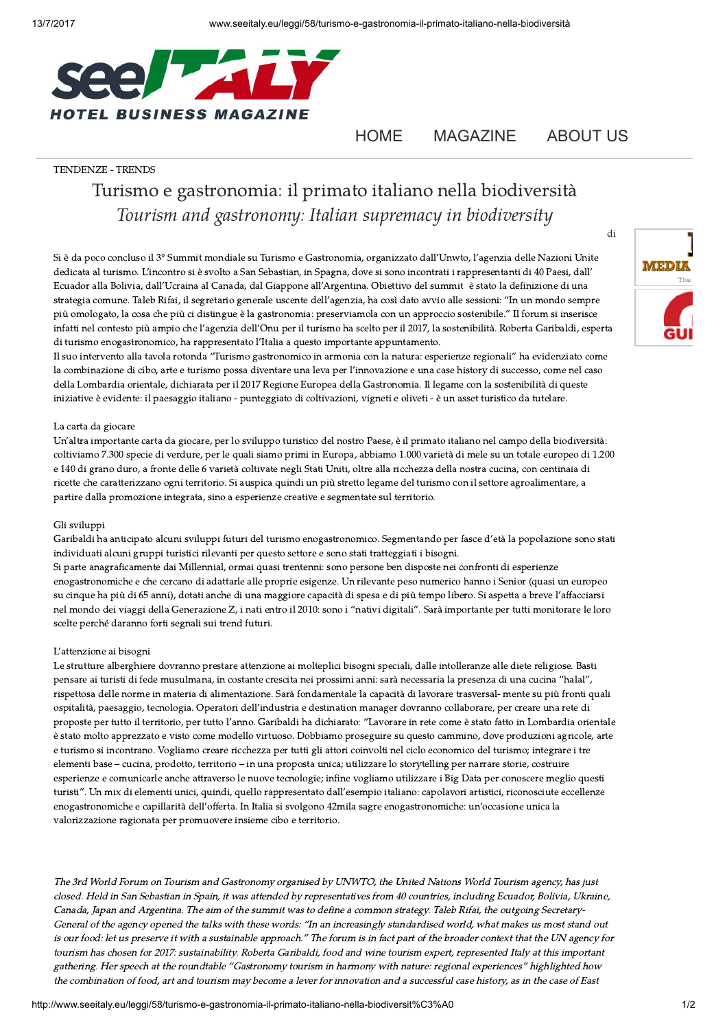HOME MAGAZINE ABOUT US

TENDENZE - TRENDS

# Turismo e gastronomia: il primato italiano nella biodiversità

## *Tourism and gastronomy: Italian supremacy in biodiversity*

di

Si è da poco concluso il 3° Summit mondiale su Turismo e Gastronomia, organizzato dall'Unwto, l'agenzia delle Nazioni Unite dedicata al turismo. L'incontro si è svolto a San Sebastian, in Spagna, dove si sono incontrati i rappresentanti di 40 Paesi, dall' Ecuador alla Bolivia, dall'Ucraina al Canada, dal Giappone all'Argentina. Obiettivo del summit è stato la definizione di una strategia comune. Taleb Rifai, il segretario generale uscente dell'agenzia, ha così dato avvio alle sessioni: "In un mondo sempre più omologato, la cosa che più ci distingue è la gastronomia: preserviamola con un approccio sostenibile." Il forum si inserisce infatti nel contesto più ampio che l'agenzia dell'Onu per il turismo ha scelto per il 2017, la sostenibilità. Roberta Garibaldi, esperta di turismo enogastronomico, ha rappresentato l'Italia a questo importante appuntamento.

Il suo intervento alla tavola rotonda "Turismo gastronomico in armonia con la natura: esperienze regionali" ha evidenziato come la combinazione di cibo, arte e turismo possa diventare una leva per l'innovazione e una case history di successo, come nel caso della Lombardia orientale, dichiarata per il 2017 Regione Europea della Gastronomia. Il legame con la sostenibilità di queste iniziative è evidente: il paesaggio italiano - punteggiato di coltivazioni, vigneti e oliveti - è un asset turistico da tutelare.

### La carta da giocare

Un'altra importante carta da giocare, per lo sviluppo turistico del nostro Paese, è il primato italiano nel campo della biodiversità: coltiviamo 7.300 specie di verdure, per le quali siamo primi in Europa, abbiamo 1.000 varietà di mele su un totale europeo di 1.200 e 140 di grano duro, a fronte delle 6 varietà coltivate negli Stati Uniti, oltre alla ricchezza della nostra cucina, con centinaia di ricette che caratterizzano ogni territorio. Si auspica quindi un più stretto legame del turismo con il settore agroalimentare, a partire dalla promozione integrata, sino a esperienze creative e segmentate sul territorio.

### Gli sviluppi

Garibaldi ha anticipato alcuni sviluppi futuri del turismo enogastronomico. Segmentando per fasce d'età la popolazione sono stati individuati alcuni gruppi turistici rilevanti per questo settore e sono stati tratteggiati i bisogni.

Si parte anagraficamente dai Millennial, ormai quasi trentenni: sono persone ben disposte nei confronti di esperienze enogastronomiche e che cercano di adattarle alle proprie esigenze. Un rilevante peso numerico hanno i Senior (quasi un europeo su cinque ha più di 65 anni), dotati anche di una maggiore capacità di spesa e di più tempo libero. Si aspetta a breve l'affacciarsi nel mondo dei viaggi della Generazione Z, i nati entro il 2010: sono i "nativi digitali". Sarà importante per tutti monitorare le loro scelte perché daranno forti segnali sui trend futuri.

### L'attenzione ai bisogni

Le strutture alberghiere dovranno prestare attenzione ai molteplici bisogni speciali, dalle intolleranze alle diete religiose. Basti pensare ai turisti di fede musulmana, in costante crescita nei prossimi anni: sarà necessaria la presenza di una cucina "halal", rispettosa delle norme in materia di alimentazione. Sarà fondamentale la capacità di lavorare trasversal- mente su più fronti quali ospitalità, paesaggio, tecnologia. Operatori dell'industria e destination manager dovranno collaborare, per creare una rete di proposte per tutto il territorio, per tutto l'anno. Garibaldi ha dichiarato: "Lavorare in rete come è stato fatto in Lombardia orientale è stato molto apprezzato e visto come modello virtuoso. Dobbiamo proseguire su questo cammino, dove produzioni agricole, arte e turismo si incontrano. Vogliamo creare ricchezza per tutti gli attori coinvolti nel ciclo economico del turismo; integrare i tre elementi base – cucina, prodotto, territorio – in una proposta unica; utilizzare lo storytelling per narrare storie, costruire esperienze e comunicarle anche attraverso le nuove tecnologie; infine vogliamo utilizzare i Big Data per conoscere meglio questi turisti". Un mix di elementi unici, quindi, quello rappresentato dall'esempio italiano: capolavori artistici, riconosciute eccellenze enogastronomiche e capillarità dell'offerta. In Italia si svolgono 42mila sagre enogastronomiche: un'occasione unica la valorizzazione ragionata per promuovere insieme cibo e territorio.

*The 3rd World Forum on Tourism and Gastronomy organised by UNWTO, the United Nations World Tourism agency, has just closed. Held in San Sebastian in Spain, it was attended by representatives from 40 countries, including Ecuador, Bolivia, Ukraine, Canada, Japan and Argentina. The aim of the summit was to define a common strategy. Taleb Rifai, the outgoing Secretary-General of the agency opened the talks with these words: "In an increasingly standardised world, what makes us most stand out is our food: let us preserve it with a sustainable approach." The forum is in fact part of the broader context that the UN agency for tourism has chosen for 2017: sustainability. Roberta Garibaldi, food and wine tourism expert, represented Italy at this important gathering. Her speech at the roundtable "Gastronomy tourism in harmony with nature: regional experiences" highlighted how the combination of food, art and tourism may become a lever for innovation and a successful case history, as in the case of East*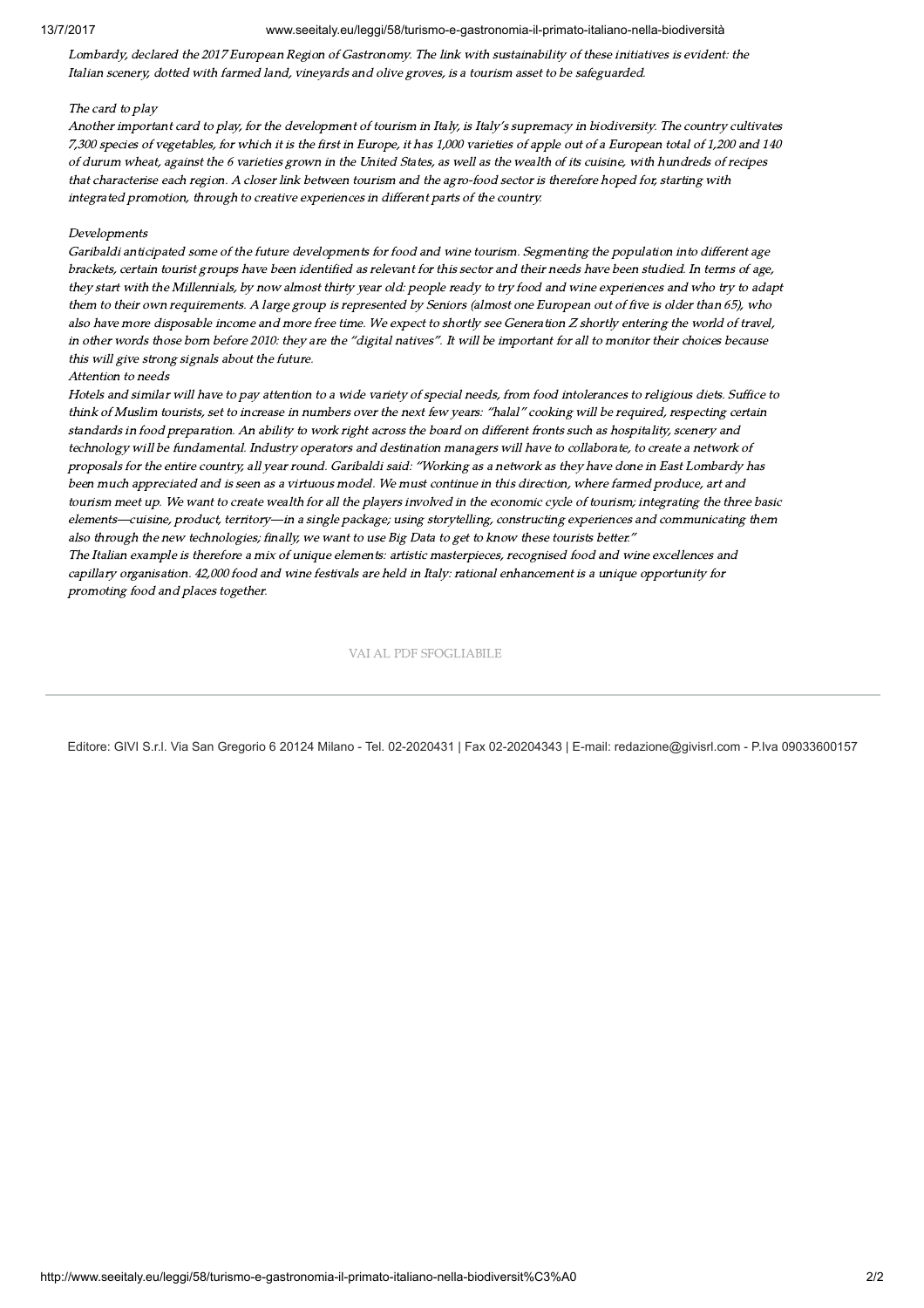Lombardy, declared the 2017 European Region of Gastronomy. The link with sustainability of these initiatives is evident: the Italian scenery, dotted with farmed land, vineyards and olive groves, is a tourism asset to be safeguarded.

*The card to play*

Another important card to play, for the development of tourism in Italy, is Italy's supremacy in biodiversity. The country cultivates 7,300 species of vegetables, for which it is the first in Europe, it has 1,000 varieties of apple out of a European total of 1,200 and 140 of durum wheat, against the 6 varieties grown in the United States, as well as the wealth of its cuisine, with hundreds of recipes that characterise each region. A closer link between tourism and the agro-food sector is therefore hoped for, starting with integrated promotion, through to creative experiences in different parts of the country.

*Developments*

Garibaldi anticipated some of the future developments for food and wine tourism. Segmenting the population into different age brackets, certain tourist groups have been identified as relevant for this sector and their needs have been studied. In terms of age, they start with the Millennials, by now almost thirty year old: people ready to try food and wine experiences and who try to adapt them to their own requirements. A large group is represented by Seniors (almost one European out of five is older than 65), who also have more disposable income and more free time. We expect to shortly see Generation Z shortly entering the world of travel, in other words those born before 2010: they are the "digital natives". It will be important for all to monitor their choices because this will give strong signals about the future.

*Attention to needs*

Hotels and similar will have to pay attention to a wide variety of special needs, from food intolerances to religious diets. Suffice to think of Muslim tourists, set to increase in numbers over the next few years: "halal" cooking will be required, respecting certain standards in food preparation. An ability to work right across the board on different fronts such as hospitality, scenery and technology will be fundamental. Industry operators and destination managers will have to collaborate, to create a network of proposals for the entire country, all year round. Garibaldi said: "Working as a network as they have done in East Lombardy has been much appreciated and is seen as a virtuous model. We must continue in this direction, where farmed produce, art and tourism meet up. We want to create wealth for all the players involved in the economic cycle of tourism; integrating the three basic elements—cuisine, product, territory—in a single package; using storytelling, constructing experiences and communicating them also through the new technologies; finally, we want to use Big Data to get to know these tourists better."

The Italian example is therefore a mix of unique elements: artistic masterpieces, recognised food and wine excellences and capillary organisation. 42,000 food and wine festivals are held in Italy: rational enhancement is a unique opportunity for promoting food and places together.

VAI AL PDF SFOGLIABILE

---

Editore: GIVI S.r.l. Via San Gregorio 6 20124 Milano - Tel. 02-2020431 | Fax 02-20204343 | E-mail: redazione@givisrl.com - P.Iva 09033600157